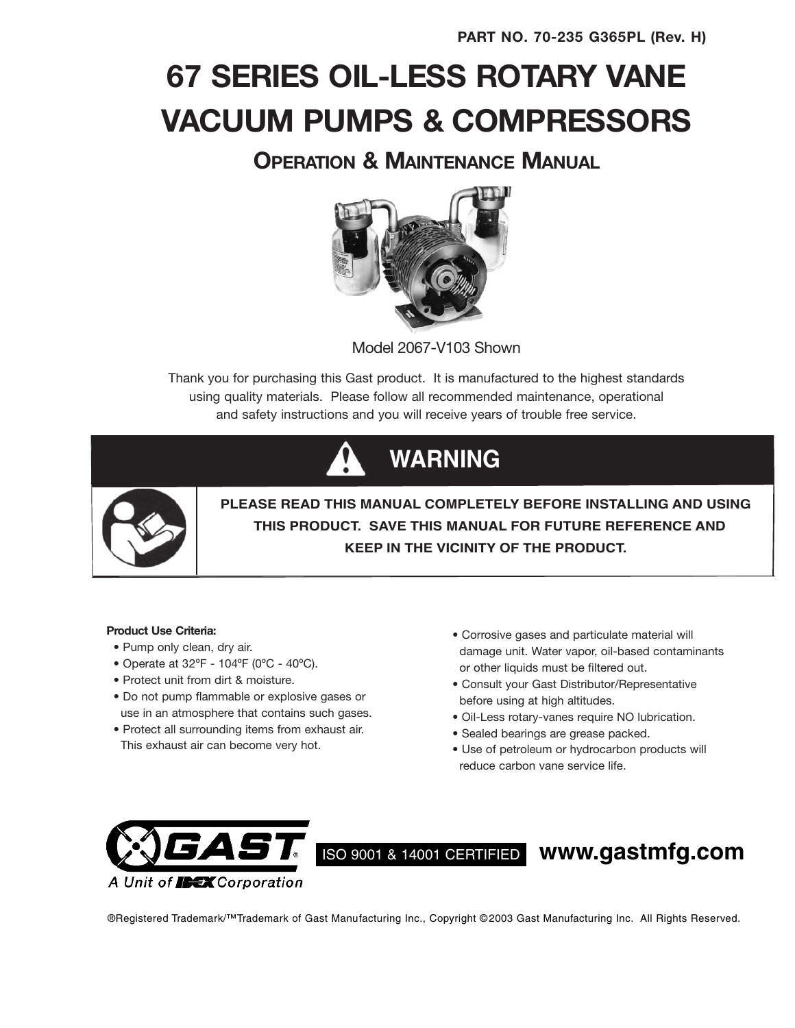PART NO. 70-235 G365PL (Rev. H)

# 67 SERIES OIL-LESS ROTARY VANE VACUUM PUMPS & COMPRESSORS

## OPERATION & MAINTENANCE MANUAL

Model 2067-V103 Shown

Thank you for purchasing this Gast product. It is manufactured to the highest standards using quality materials. Please follow all recommended maintenance, operational and safety instructions and you will receive years of trouble free service.

## WARNING

**PLEASE READ THIS MANUAL COMPLETELY BEFORE INSTALLING AND USING THIS PRODUCT. SAVE THIS MANUAL FOR FUTURE REFERENCE AND KEEP IN THE VICINITY OF THE PRODUCT.**

**Product Use Criteria:**

- Pump only clean, dry air.
- Operate at 32ºF - 104ºF (0ºC - 40ºC).
- Protect unit from dirt & moisture.
- Do not pump flammable or explosive gases or use in an atmosphere that contains such gases.
- Protect all surrounding items from exhaust air. This exhaust air can become very hot.
- Corrosive gases and particulate material will damage unit. Water vapor, oil-based contaminants or other liquids must be filtered out.
- Consult your Gast Distributor/Representative before using at high altitudes.
- Oil-Less rotary-vanes require NO lubrication.
- Sealed bearings are grease packed.
- Use of petroleum or hydrocarbon products will reduce carbon vane service life.

GAST® A Unit of IDEX Corporation

ISO 9001 & 14001 CERTIFIED **www.gastmfg.com**

®Registered Trademark/™Trademark of Gast Manufacturing Inc., Copyright ©2003 Gast Manufacturing Inc. All Rights Reserved.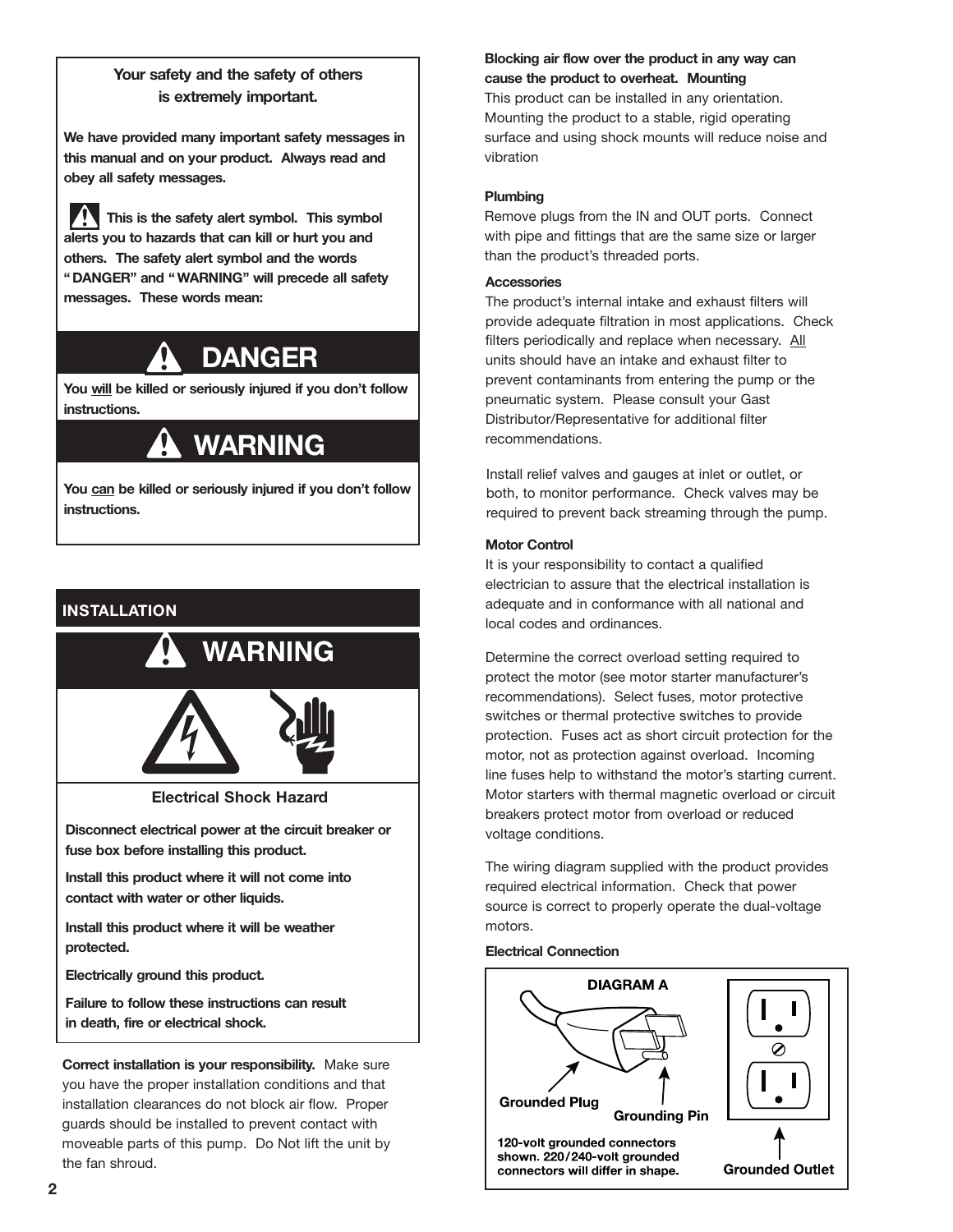**Your safety and the safety of others is extremely important.**

**We have provided many important safety messages in this manual and on your product. Always read and obey all safety messages.**

**⚠ This is the safety alert symbol. This symbol alerts you to hazards that can kill or hurt you and others. The safety alert symbol and the words "DANGER" and "WARNING" will precede all safety messages. These words mean:**

## ⚠ DANGER

**You will be killed or seriously injured if you don't follow instructions.**

## ⚠ WARNING

**You can be killed or seriously injured if you don't follow instructions.**

## INSTALLATION

## ⚠ WARNING

**Electrical Shock Hazard**

**Disconnect electrical power at the circuit breaker or fuse box before installing this product.**

**Install this product where it will not come into contact with water or other liquids.**

**Install this product where it will be weather protected.**

**Electrically ground this product.**

**Failure to follow these instructions can result in death, fire or electrical shock.**

**Correct installation is your responsibility.** Make sure you have the proper installation conditions and that installation clearances do not block air flow. Proper guards should be installed to prevent contact with moveable parts of this pump. Do Not lift the unit by the fan shroud.

**Blocking air flow over the product in any way can cause the product to overheat. Mounting**

This product can be installed in any orientation. Mounting the product to a stable, rigid operating surface and using shock mounts will reduce noise and vibration

**Plumbing**

Remove plugs from the IN and OUT ports. Connect with pipe and fittings that are the same size or larger than the product's threaded ports.

**Accessories**

The product's internal intake and exhaust filters will provide adequate filtration in most applications. Check filters periodically and replace when necessary. All units should have an intake and exhaust filter to prevent contaminants from entering the pump or the pneumatic system. Please consult your Gast Distributor/Representative for additional filter recommendations.

Install relief valves and gauges at inlet or outlet, or both, to monitor performance. Check valves may be required to prevent back streaming through the pump.

**Motor Control**

It is your responsibility to contact a qualified electrician to assure that the electrical installation is adequate and in conformance with all national and local codes and ordinances.

Determine the correct overload setting required to protect the motor (see motor starter manufacturer's recommendations). Select fuses, motor protective switches or thermal protective switches to provide protection. Fuses act as short circuit protection for the motor, not as protection against overload. Incoming line fuses help to withstand the motor's starting current. Motor starters with thermal magnetic overload or circuit breakers protect motor from overload or reduced voltage conditions.

The wiring diagram supplied with the product provides required electrical information. Check that power source is correct to properly operate the dual-voltage motors.

**Electrical Connection**

**DIAGRAM A**

Grounded Plug

Grounding Pin

Grounded Outlet

120-volt grounded connectors shown. 220/240-volt grounded connectors will differ in shape.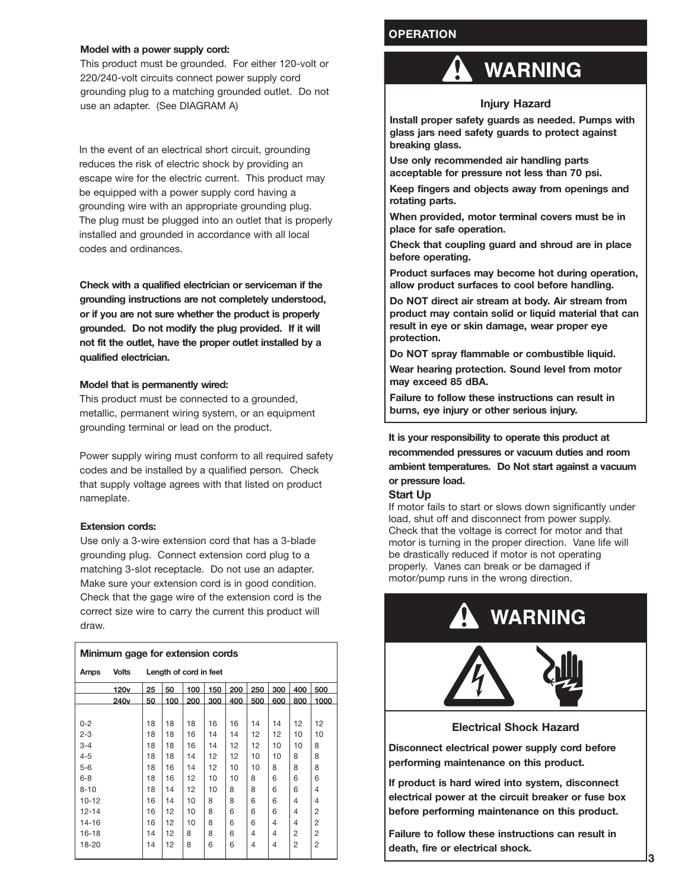**Model with a power supply cord:**
This product must be grounded. For either 120-volt or 220/240-volt circuits connect power supply cord grounding plug to a matching grounded outlet. Do not use an adapter. (See DIAGRAM A)

In the event of an electrical short circuit, grounding reduces the risk of electric shock by providing an escape wire for the electric current. This product may be equipped with a power supply cord having a grounding wire with an appropriate grounding plug. The plug must be plugged into an outlet that is properly installed and grounded in accordance with all local codes and ordinances.

**Check with a qualified electrician or serviceman if the grounding instructions are not completely understood, or if you are not sure whether the product is properly grounded. Do not modify the plug provided. If it will not fit the outlet, have the proper outlet installed by a qualified electrician.**

**Model that is permanently wired:**
This product must be connected to a grounded, metallic, permanent wiring system, or an equipment grounding terminal or lead on the product.

Power supply wiring must conform to all required safety codes and be installed by a qualified person. Check that supply voltage agrees with that listed on product nameplate.

**Extension cords:**
Use only a 3-wire extension cord that has a 3-blade grounding plug. Connect extension cord plug to a matching 3-slot receptacle. Do not use an adapter. Make sure your extension cord is in good condition. Check that the gage wire of the extension cord is the correct size wire to carry the current this product will draw.

**Minimum gage for extension cords**

| Amps | Volts | Length of cord in feet | | | | | | | | |
|---|---|---|---|---|---|---|---|---|---|---|
| | 120v | 25 | 50 | 100 | 150 | 200 | 250 | 300 | 400 | 500 |
| | 240v | 50 | 100 | 200 | 300 | 400 | 500 | 600 | 800 | 1000 |
| 0-2 | | 18 | 18 | 18 | 16 | 16 | 14 | 14 | 12 | 12 |
| 2-3 | | 18 | 18 | 16 | 14 | 14 | 12 | 12 | 10 | 10 |
| 3-4 | | 18 | 18 | 16 | 14 | 12 | 12 | 10 | 10 | 8 |
| 4-5 | | 18 | 18 | 14 | 12 | 12 | 10 | 10 | 8 | 8 |
| 5-6 | | 18 | 16 | 14 | 12 | 10 | 10 | 8 | 8 | 8 |
| 6-8 | | 18 | 16 | 12 | 10 | 10 | 8 | 6 | 6 | 6 |
| 8-10 | | 18 | 14 | 12 | 10 | 8 | 8 | 6 | 6 | 4 |
| 10-12 | | 16 | 14 | 10 | 8 | 8 | 6 | 6 | 4 | 4 |
| 12-14 | | 16 | 12 | 10 | 8 | 6 | 6 | 6 | 4 | 2 |
| 14-16 | | 16 | 12 | 10 | 8 | 6 | 6 | 4 | 4 | 2 |
| 16-18 | | 14 | 12 | 8 | 8 | 6 | 4 | 4 | 2 | 2 |
| 18-20 | | 14 | 12 | 8 | 6 | 6 | 4 | 4 | 2 | 2 |

## OPERATION

### WARNING

**Injury Hazard**

**Install proper safety guards as needed. Pumps with glass jars need safety guards to protect against breaking glass.**

**Use only recommended air handling parts acceptable for pressure not less than 70 psi.**

**Keep fingers and objects away from openings and rotating parts.**

**When provided, motor terminal covers must be in place for safe operation.**

**Check that coupling guard and shroud are in place before operating.**

**Product surfaces may become hot during operation, allow product surfaces to cool before handling.**

**Do NOT direct air stream at body. Air stream from product may contain solid or liquid material that can result in eye or skin damage, wear proper eye protection.**

**Do NOT spray flammable or combustible liquid.**

**Wear hearing protection. Sound level from motor may exceed 85 dBA.**

**Failure to follow these instructions can result in burns, eye injury or other serious injury.**

**It is your responsibility to operate this product at recommended pressures or vacuum duties and room ambient temperatures. Do Not start against a vacuum or pressure load.**

**Start Up**

If motor fails to start or slows down significantly under load, shut off and disconnect from power supply. Check that the voltage is correct for motor and that motor is turning in the proper direction. Vane life will be drastically reduced if motor is not operating properly. Vanes can break or be damaged if motor/pump runs in the wrong direction.

### WARNING

**Electrical Shock Hazard**

**Disconnect electrical power supply cord before performing maintenance on this product.**

**If product is hard wired into system, disconnect electrical power at the circuit breaker or fuse box before performing maintenance on this product.**

**Failure to follow these instructions can result in death, fire or electrical shock.**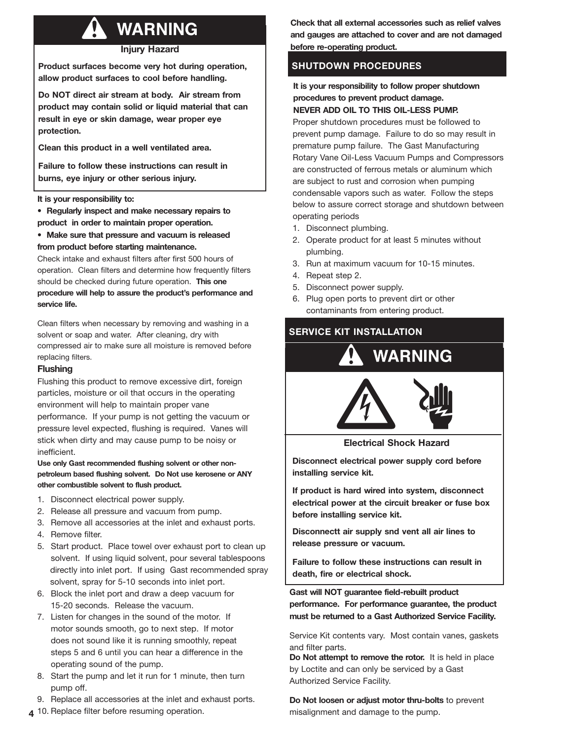## ⚠ WARNING

**Injury Hazard**

**Product surfaces become very hot during operation, allow product surfaces to cool before handling.**

**Do NOT direct air stream at body. Air stream from product may contain solid or liquid material that can result in eye or skin damage, wear proper eye protection.**

**Clean this product in a well ventilated area.**

**Failure to follow these instructions can result in burns, eye injury or other serious injury.**

**It is your responsibility to:**

- **Regularly inspect and make necessary repairs to product in order to maintain proper operation.**
- **Make sure that pressure and vacuum is released from product before starting maintenance.**

Check intake and exhaust filters after first 500 hours of operation. Clean filters and determine how frequently filters should be checked during future operation. **This one procedure will help to assure the product's performance and service life.**

Clean filters when necessary by removing and washing in a solvent or soap and water. After cleaning, dry with compressed air to make sure all moisture is removed before replacing filters.

### Flushing

Flushing this product to remove excessive dirt, foreign particles, moisture or oil that occurs in the operating environment will help to maintain proper vane performance. If your pump is not getting the vacuum or pressure level expected, flushing is required. Vanes will stick when dirty and may cause pump to be noisy or inefficient.

**Use only Gast recommended flushing solvent or other non-petroleum based flushing solvent. Do Not use kerosene or ANY other combustible solvent to flush product.**

1. Disconnect electrical power supply.
2. Release all pressure and vacuum from pump.
3. Remove all accessories at the inlet and exhaust ports.
4. Remove filter.
5. Start product. Place towel over exhaust port to clean up solvent. If using liquid solvent, pour several tablespoons directly into inlet port. If using Gast recommended spray solvent, spray for 5-10 seconds into inlet port.
6. Block the inlet port and draw a deep vacuum for 15-20 seconds. Release the vacuum.
7. Listen for changes in the sound of the motor. If motor sounds smooth, go to next step. If motor does not sound like it is running smoothly, repeat steps 5 and 6 until you can hear a difference in the operating sound of the pump.
8. Start the pump and let it run for 1 minute, then turn pump off.
9. Replace all accessories at the inlet and exhaust ports.
10. Replace filter before resuming operation.

**Check that all external accessories such as relief valves and gauges are attached to cover and are not damaged before re-operating product.**

## SHUTDOWN PROCEDURES

**It is your responsibility to follow proper shutdown procedures to prevent product damage.**
**NEVER ADD OIL TO THIS OIL-LESS PUMP.**

Proper shutdown procedures must be followed to prevent pump damage. Failure to do so may result in premature pump failure. The Gast Manufacturing Rotary Vane Oil-Less Vacuum Pumps and Compressors are constructed of ferrous metals or aluminum which are subject to rust and corrosion when pumping condensable vapors such as water. Follow the steps below to assure correct storage and shutdown between operating periods

1. Disconnect plumbing.
2. Operate product for at least 5 minutes without plumbing.
3. Run at maximum vacuum for 10-15 minutes.
4. Repeat step 2.
5. Disconnect power supply.
6. Plug open ports to prevent dirt or other contaminants from entering product.

## SERVICE KIT INSTALLATION

## ⚠ WARNING

**Electrical Shock Hazard**

**Disconnect electrical power supply cord before installing service kit.**

**If product is hard wired into system, disconnect electrical power at the circuit breaker or fuse box before installing service kit.**

**Disconnectt air supply snd vent all air lines to release pressure or vacuum.**

**Failure to follow these instructions can result in death, fire or electrical shock.**

**Gast will NOT guarantee field-rebuilt product performance. For performance guarantee, the product must be returned to a Gast Authorized Service Facility.**

Service Kit contents vary. Most contain vanes, gaskets and filter parts.

**Do Not attempt to remove the rotor.** It is held in place by Loctite and can only be serviced by a Gast Authorized Service Facility.

**Do Not loosen or adjust motor thru-bolts** to prevent misalignment and damage to the pump.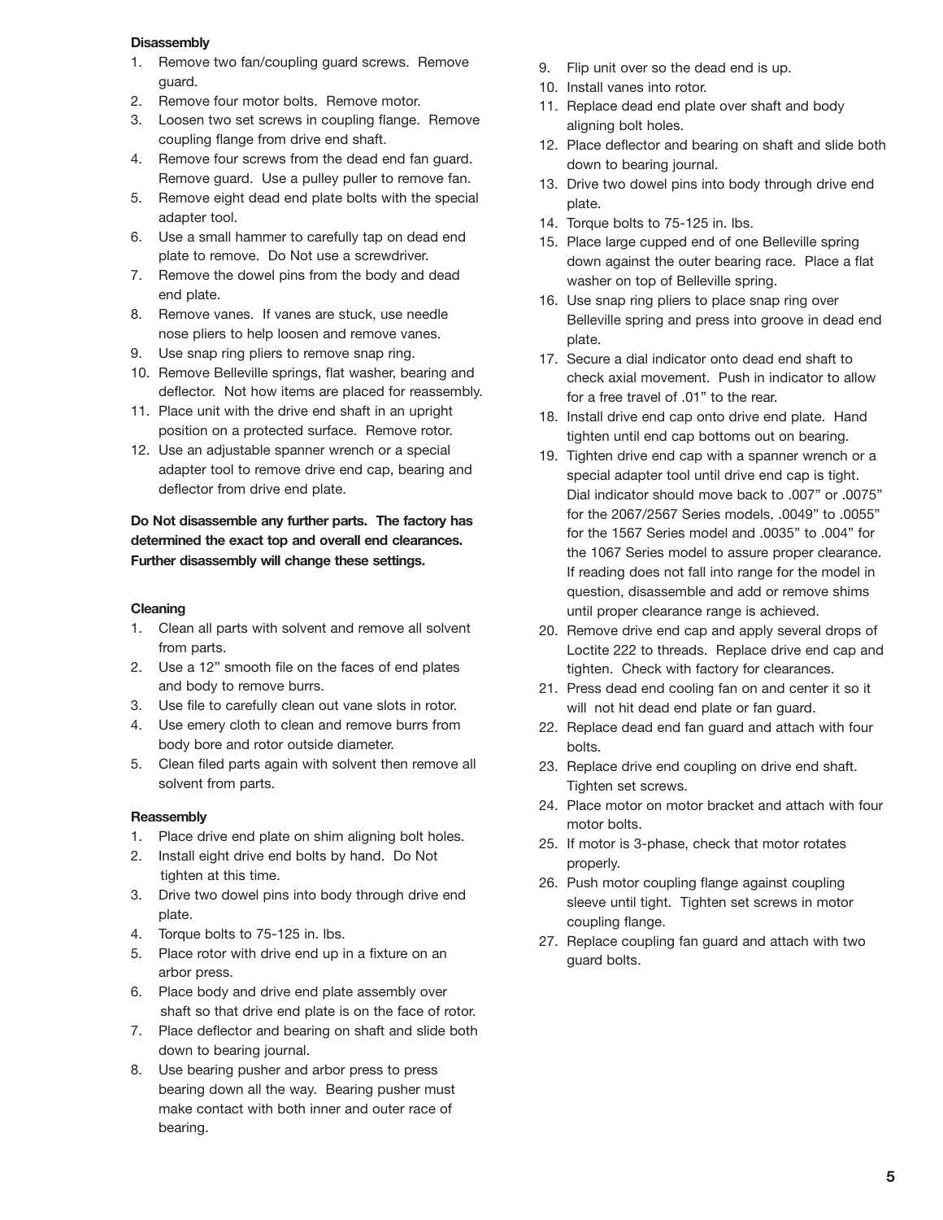**Disassembly**

1. Remove two fan/coupling guard screws. Remove guard.
2. Remove four motor bolts. Remove motor.
3. Loosen two set screws in coupling flange. Remove coupling flange from drive end shaft.
4. Remove four screws from the dead end fan guard. Remove guard. Use a pulley puller to remove fan.
5. Remove eight dead end plate bolts with the special adapter tool.
6. Use a small hammer to carefully tap on dead end plate to remove. Do Not use a screwdriver.
7. Remove the dowel pins from the body and dead end plate.
8. Remove vanes. If vanes are stuck, use needle nose pliers to help loosen and remove vanes.
9. Use snap ring pliers to remove snap ring.
10. Remove Belleville springs, flat washer, bearing and deflector. Not how items are placed for reassembly.
11. Place unit with the drive end shaft in an upright position on a protected surface. Remove rotor.
12. Use an adjustable spanner wrench or a special adapter tool to remove drive end cap, bearing and deflector from drive end plate.

**Do Not disassemble any further parts. The factory has determined the exact top and overall end clearances. Further disassembly will change these settings.**

**Cleaning**

1. Clean all parts with solvent and remove all solvent from parts.
2. Use a 12" smooth file on the faces of end plates and body to remove burrs.
3. Use file to carefully clean out vane slots in rotor.
4. Use emery cloth to clean and remove burrs from body bore and rotor outside diameter.
5. Clean filed parts again with solvent then remove all solvent from parts.

**Reassembly**

1. Place drive end plate on shim aligning bolt holes.
2. Install eight drive end bolts by hand. Do Not tighten at this time.
3. Drive two dowel pins into body through drive end plate.
4. Torque bolts to 75-125 in. lbs.
5. Place rotor with drive end up in a fixture on an arbor press.
6. Place body and drive end plate assembly over shaft so that drive end plate is on the face of rotor.
7. Place deflector and bearing on shaft and slide both down to bearing journal.
8. Use bearing pusher and arbor press to press bearing down all the way. Bearing pusher must make contact with both inner and outer race of bearing.
9. Flip unit over so the dead end is up.
10. Install vanes into rotor.
11. Replace dead end plate over shaft and body aligning bolt holes.
12. Place deflector and bearing on shaft and slide both down to bearing journal.
13. Drive two dowel pins into body through drive end plate.
14. Torque bolts to 75-125 in. lbs.
15. Place large cupped end of one Belleville spring down against the outer bearing race. Place a flat washer on top of Belleville spring.
16. Use snap ring pliers to place snap ring over Belleville spring and press into groove in dead end plate.
17. Secure a dial indicator onto dead end shaft to check axial movement. Push in indicator to allow for a free travel of .01" to the rear.
18. Install drive end cap onto drive end plate. Hand tighten until end cap bottoms out on bearing.
19. Tighten drive end cap with a spanner wrench or a special adapter tool until drive end cap is tight. Dial indicator should move back to .007" or .0075" for the 2067/2567 Series models, .0049" to .0055" for the 1567 Series model and .0035" to .004" for the 1067 Series model to assure proper clearance. If reading does not fall into range for the model in question, disassemble and add or remove shims until proper clearance range is achieved.
20. Remove drive end cap and apply several drops of Loctite 222 to threads. Replace drive end cap and tighten. Check with factory for clearances.
21. Press dead end cooling fan on and center it so it will not hit dead end plate or fan guard.
22. Replace dead end fan guard and attach with four bolts.
23. Replace drive end coupling on drive end shaft. Tighten set screws.
24. Place motor on motor bracket and attach with four motor bolts.
25. If motor is 3-phase, check that motor rotates properly.
26. Push motor coupling flange against coupling sleeve until tight. Tighten set screws in motor coupling flange.
27. Replace coupling fan guard and attach with two guard bolts.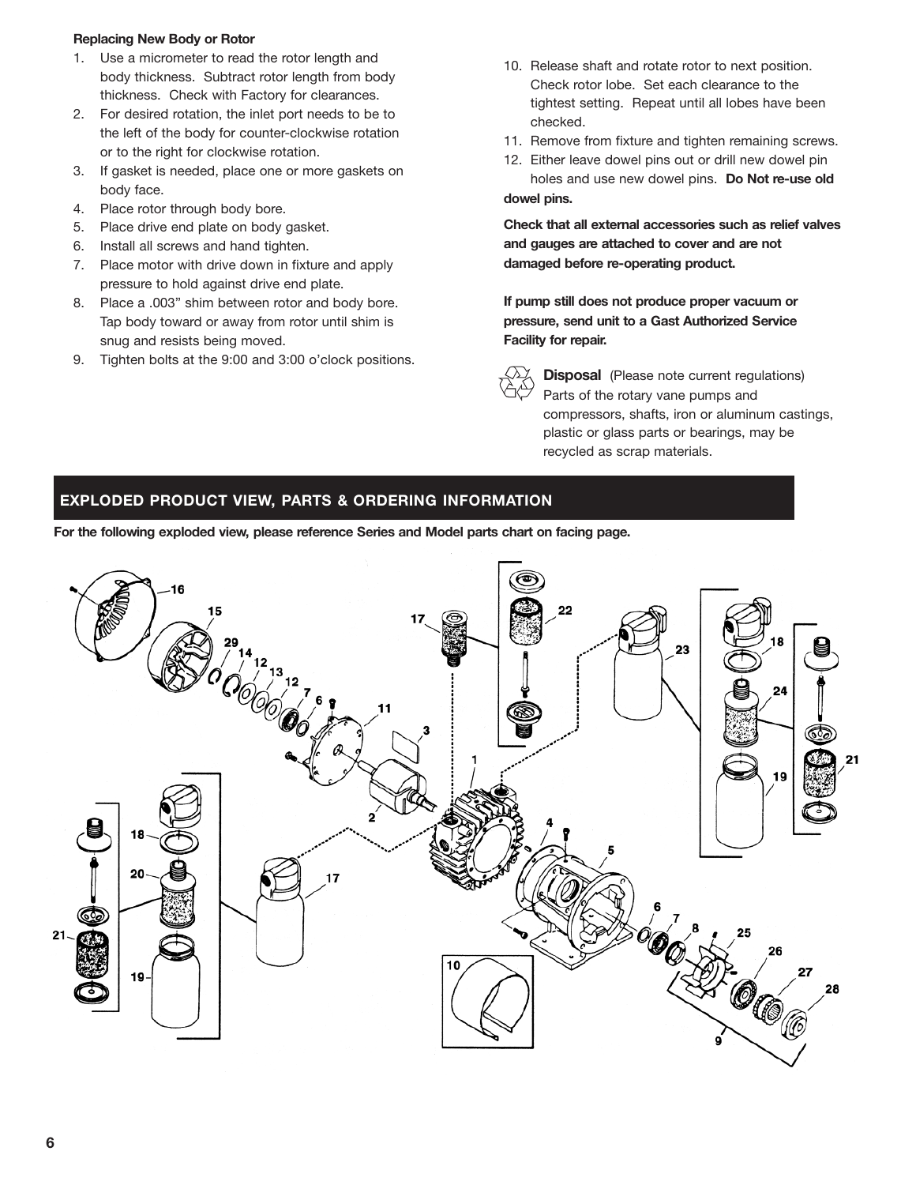### Replacing New Body or Rotor

1. Use a micrometer to read the rotor length and body thickness. Subtract rotor length from body thickness. Check with Factory for clearances.
2. For desired rotation, the inlet port needs to be to the left of the body for counter-clockwise rotation or to the right for clockwise rotation.
3. If gasket is needed, place one or more gaskets on body face.
4. Place rotor through body bore.
5. Place drive end plate on body gasket.
6. Install all screws and hand tighten.
7. Place motor with drive down in fixture and apply pressure to hold against drive end plate.
8. Place a .003" shim between rotor and body bore. Tap body toward or away from rotor until shim is snug and resists being moved.
9. Tighten bolts at the 9:00 and 3:00 o'clock positions.
10. Release shaft and rotate rotor to next position. Check rotor lobe. Set each clearance to the tightest setting. Repeat until all lobes have been checked.
11. Remove from fixture and tighten remaining screws.
12. Either leave dowel pins out or drill new dowel pin holes and use new dowel pins. **Do Not re-use old dowel pins.**

**Check that all external accessories such as relief valves and gauges are attached to cover and are not damaged before re-operating product.**

**If pump still does not produce proper vacuum or pressure, send unit to a Gast Authorized Service Facility for repair.**

**Disposal** (Please note current regulations) Parts of the rotary vane pumps and compressors, shafts, iron or aluminum castings, plastic or glass parts or bearings, may be recycled as scrap materials.

## EXPLODED PRODUCT VIEW, PARTS & ORDERING INFORMATION

**For the following exploded view, please reference Series and Model parts chart on facing page.**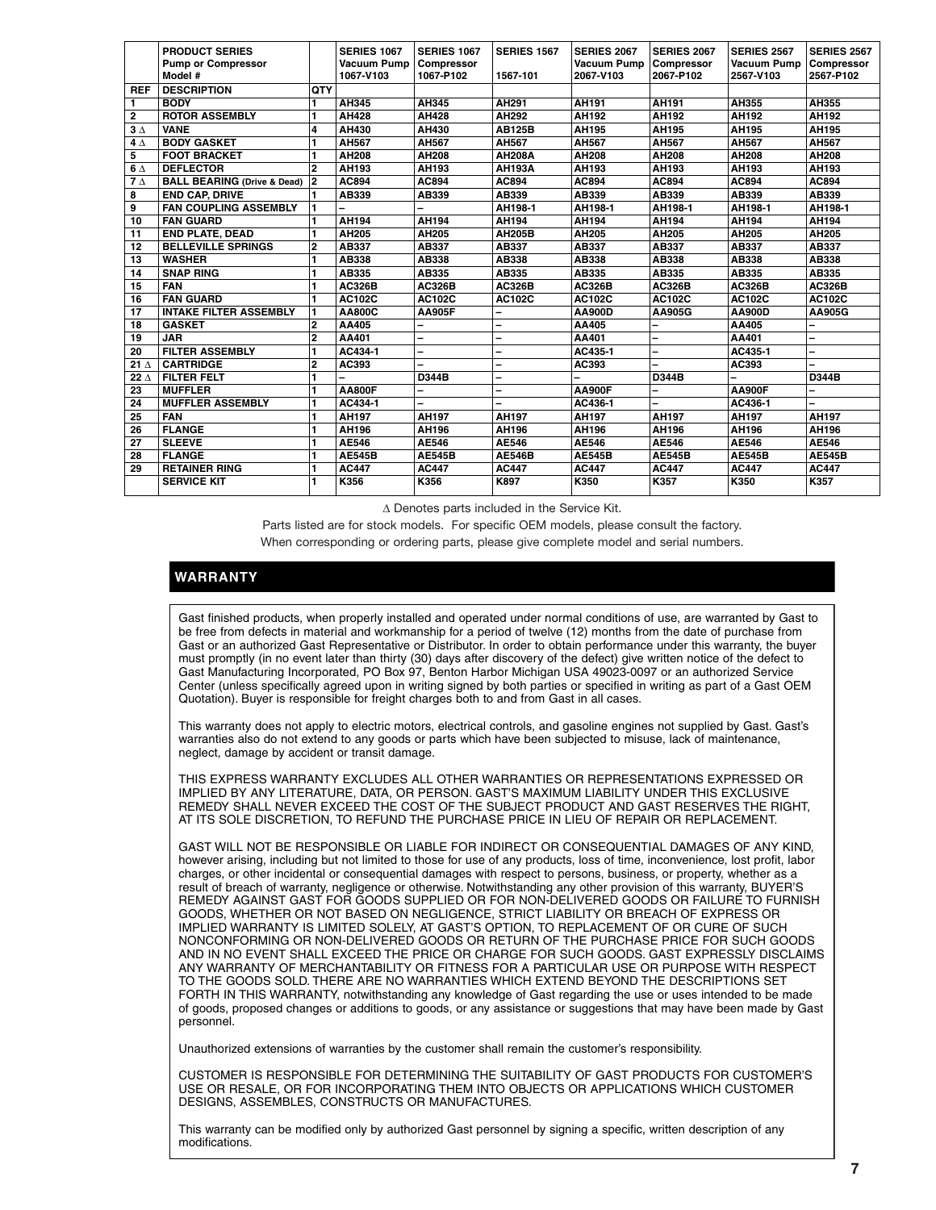| | PRODUCT SERIES Pump or Compressor Model # | | SERIES 1067 Vacuum Pump 1067-V103 | SERIES 1067 Compressor 1067-P102 | SERIES 1567 1567-101 | SERIES 2067 Vacuum Pump 2067-V103 | SERIES 2067 Compressor 2067-P102 | SERIES 2567 Vacuum Pump 2567-V103 | SERIES 2567 Compressor 2567-P102 |
|---|---|---|---|---|---|---|---|---|---|
| REF | DESCRIPTION | QTY | | | | | | | |
| 1 | BODY | 1 | AH345 | AH345 | AH291 | AH191 | AH191 | AH355 | AH355 |
| 2 | ROTOR ASSEMBLY | 1 | AH428 | AH428 | AH292 | AH192 | AH192 | AH192 | AH192 |
| 3 Δ | VANE | 4 | AH430 | AH430 | AB125B | AH195 | AH195 | AH195 | AH195 |
| 4 Δ | BODY GASKET | 1 | AH567 | AH567 | AH567 | AH567 | AH567 | AH567 | AH567 |
| 5 | FOOT BRACKET | 1 | AH208 | AH208 | AH208A | AH208 | AH208 | AH208 | AH208 |
| 6 Δ | DEFLECTOR | 2 | AH193 | AH193 | AH193A | AH193 | AH193 | AH193 | AH193 |
| 7 Δ | BALL BEARING (Drive & Dead) | 2 | AC894 | AC894 | AC894 | AC894 | AC894 | AC894 | AC894 |
| 8 | END CAP, DRIVE | 1 | AB339 | AB339 | AB339 | AB339 | AB339 | AB339 | AB339 |
| 9 | FAN COUPLING ASSEMBLY | 1 | – | – | AH198-1 | AH198-1 | AH198-1 | AH198-1 | AH198-1 |
| 10 | FAN GUARD | 1 | AH194 | AH194 | AH194 | AH194 | AH194 | AH194 | AH194 |
| 11 | END PLATE, DEAD | 1 | AH205 | AH205 | AH205B | AH205 | AH205 | AH205 | AH205 |
| 12 | BELLEVILLE SPRINGS | 2 | AB337 | AB337 | AB337 | AB337 | AB337 | AB337 | AB337 |
| 13 | WASHER | 1 | AB338 | AB338 | AB338 | AB338 | AB338 | AB338 | AB338 |
| 14 | SNAP RING | 1 | AB335 | AB335 | AB335 | AB335 | AB335 | AB335 | AB335 |
| 15 | FAN | 1 | AC326B | AC326B | AC326B | AC326B | AC326B | AC326B | AC326B |
| 16 | FAN GUARD | 1 | AC102C | AC102C | AC102C | AC102C | AC102C | AC102C | AC102C |
| 17 | INTAKE FILTER ASSEMBLY | 1 | AA800C | AA905F | – | AA900D | AA905G | AA900D | AA905G |
| 18 | GASKET | 2 | AA405 | – | – | AA405 | – | AA405 | – |
| 19 | JAR | 2 | AA401 | – | – | AA401 | – | AA401 | – |
| 20 | FILTER ASSEMBLY | 1 | AC434-1 | – | – | AC435-1 | – | AC435-1 | – |
| 21 Δ | CARTRIDGE | 2 | AC393 | – | – | AC393 | – | AC393 | – |
| 22 Δ | FILTER FELT | 1 | – | D344B | – | – | D344B | – | D344B |
| 23 | MUFFLER | 1 | AA800F | – | – | AA900F | – | AA900F | – |
| 24 | MUFFLER ASSEMBLY | 1 | AC434-1 | – | – | AC436-1 | – | AC436-1 | – |
| 25 | FAN | 1 | AH197 | AH197 | AH197 | AH197 | AH197 | AH197 | AH197 |
| 26 | FLANGE | 1 | AH196 | AH196 | AH196 | AH196 | AH196 | AH196 | AH196 |
| 27 | SLEEVE | 1 | AE546 | AE546 | AE546 | AE546 | AE546 | AE546 | AE546 |
| 28 | FLANGE | 1 | AE545B | AE545B | AE546B | AE545B | AE545B | AE545B | AE545B |
| 29 | RETAINER RING | 1 | AC447 | AC447 | AC447 | AC447 | AC447 | AC447 | AC447 |
| | SERVICE KIT | 1 | K356 | K356 | K897 | K350 | K357 | K350 | K357 |

Δ Denotes parts included in the Service Kit.

Parts listed are for stock models. For specific OEM models, please consult the factory.

When corresponding or ordering parts, please give complete model and serial numbers.

## WARRANTY

Gast finished products, when properly installed and operated under normal conditions of use, are warranted by Gast to be free from defects in material and workmanship for a period of twelve (12) months from the date of purchase from Gast or an authorized Gast Representative or Distributor. In order to obtain performance under this warranty, the buyer must promptly (in no event later than thirty (30) days after discovery of the defect) give written notice of the defect to Gast Manufacturing Incorporated, PO Box 97, Benton Harbor Michigan USA 49023-0097 or an authorized Service Center (unless specifically agreed upon in writing signed by both parties or specified in writing as part of a Gast OEM Quotation). Buyer is responsible for freight charges both to and from Gast in all cases.

This warranty does not apply to electric motors, electrical controls, and gasoline engines not supplied by Gast. Gast's warranties also do not extend to any goods or parts which have been subjected to misuse, lack of maintenance, neglect, damage by accident or transit damage.

THIS EXPRESS WARRANTY EXCLUDES ALL OTHER WARRANTIES OR REPRESENTATIONS EXPRESSED OR IMPLIED BY ANY LITERATURE, DATA, OR PERSON. GAST'S MAXIMUM LIABILITY UNDER THIS EXCLUSIVE REMEDY SHALL NEVER EXCEED THE COST OF THE SUBJECT PRODUCT AND GAST RESERVES THE RIGHT, AT ITS SOLE DISCRETION, TO REFUND THE PURCHASE PRICE IN LIEU OF REPAIR OR REPLACEMENT.

GAST WILL NOT BE RESPONSIBLE OR LIABLE FOR INDIRECT OR CONSEQUENTIAL DAMAGES OF ANY KIND, however arising, including but not limited to those for use of any products, loss of time, inconvenience, lost profit, labor charges, or other incidental or consequential damages with respect to persons, business, or property, whether as a result of breach of warranty, negligence or otherwise. Notwithstanding any other provision of this warranty, BUYER'S REMEDY AGAINST GAST FOR GOODS SUPPLIED OR FOR NON-DELIVERED GOODS OR FAILURE TO FURNISH GOODS, WHETHER OR NOT BASED ON NEGLIGENCE, STRICT LIABILITY OR BREACH OF EXPRESS OR IMPLIED WARRANTY IS LIMITED SOLELY, AT GAST'S OPTION, TO REPLACEMENT OF OR CURE OF SUCH NONCONFORMING OR NON-DELIVERED GOODS OR RETURN OF THE PURCHASE PRICE FOR SUCH GOODS AND IN NO EVENT SHALL EXCEED THE PRICE OR CHARGE FOR SUCH GOODS. GAST EXPRESSLY DISCLAIMS ANY WARRANTY OF MERCHANTABILITY OR FITNESS FOR A PARTICULAR USE OR PURPOSE WITH RESPECT TO THE GOODS SOLD. THERE ARE NO WARRANTIES WHICH EXTEND BEYOND THE DESCRIPTIONS SET FORTH IN THIS WARRANTY, notwithstanding any knowledge of Gast regarding the use or uses intended to be made of goods, proposed changes or additions to goods, or any assistance or suggestions that may have been made by Gast personnel.

Unauthorized extensions of warranties by the customer shall remain the customer's responsibility.

CUSTOMER IS RESPONSIBLE FOR DETERMINING THE SUITABILITY OF GAST PRODUCTS FOR CUSTOMER'S USE OR RESALE, OR FOR INCORPORATING THEM INTO OBJECTS OR APPLICATIONS WHICH CUSTOMER DESIGNS, ASSEMBLES, CONSTRUCTS OR MANUFACTURES.

This warranty can be modified only by authorized Gast personnel by signing a specific, written description of any modifications.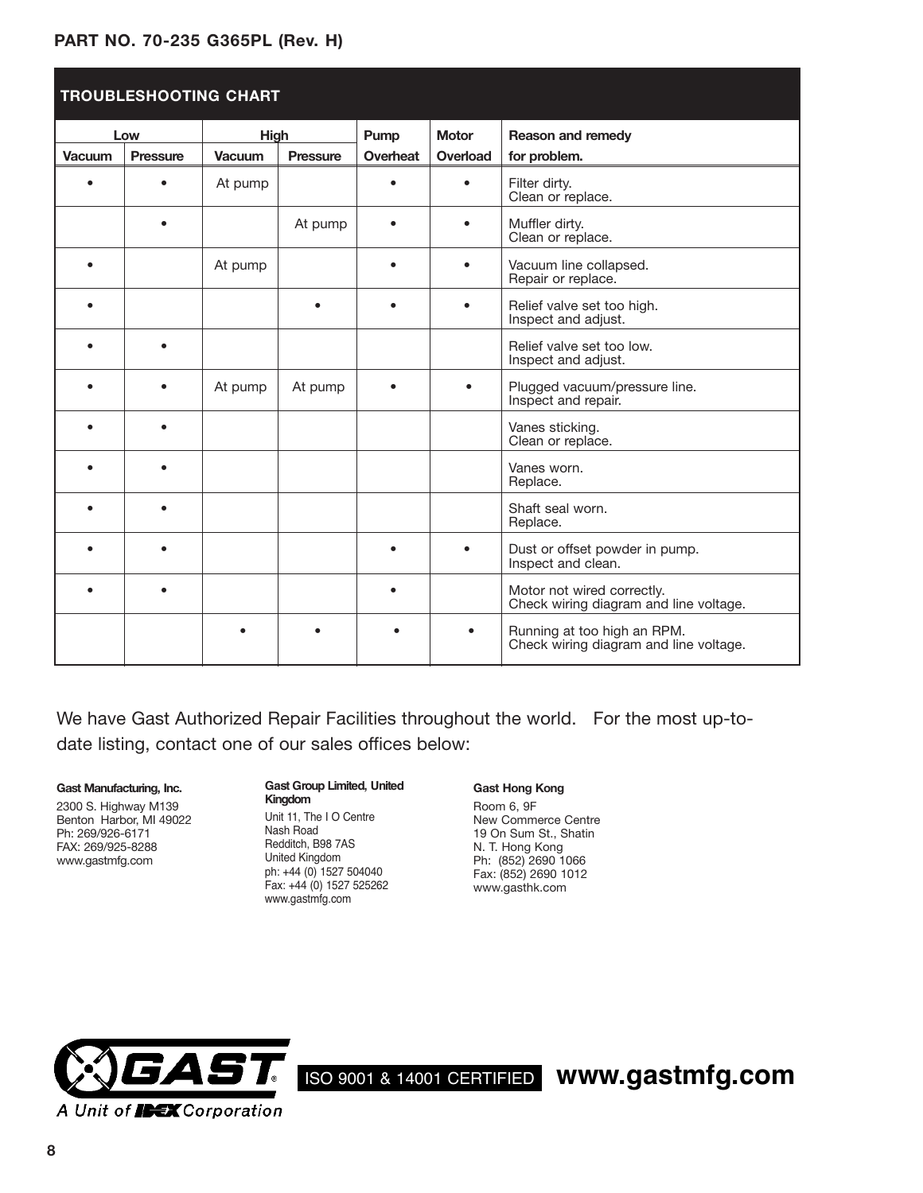**PART NO. 70-235 G365PL (Rev. H)**

## TROUBLESHOOTING CHART

| Low | | High | | Pump | Motor | Reason and remedy |
|---|---|---|---|---|---|---|
| Vacuum | Pressure | Vacuum | Pressure | Overheat | Overload | for problem. |
| • | • | At pump | | • | • | Filter dirty. Clean or replace. |
| | • | | At pump | • | • | Muffler dirty. Clean or replace. |
| • | | At pump | | • | • | Vacuum line collapsed. Repair or replace. |
| • | | | • | • | • | Relief valve set too high. Inspect and adjust. |
| • | • | | | | | Relief valve set too low. Inspect and adjust. |
| • | • | At pump | At pump | • | • | Plugged vacuum/pressure line. Inspect and repair. |
| • | • | | | | | Vanes sticking. Clean or replace. |
| • | • | | | | | Vanes worn. Replace. |
| • | • | | | | | Shaft seal worn. Replace. |
| • | • | | | • | • | Dust or offset powder in pump. Inspect and clean. |
| • | • | | | • | | Motor not wired correctly. Check wiring diagram and line voltage. |
| | | • | • | • | • | Running at too high an RPM. Check wiring diagram and line voltage. |

We have Gast Authorized Repair Facilities throughout the world. For the most up-to-date listing, contact one of our sales offices below:

**Gast Manufacturing, Inc.**
2300 S. Highway M139
Benton Harbor, MI 49022
Ph: 269/926-6171
FAX: 269/925-8288
www.gastmfg.com

**Gast Group Limited, United Kingdom**
Unit 11, The I O Centre
Nash Road
Redditch, B98 7AS
United Kingdom
ph: +44 (0) 1527 504040
Fax: +44 (0) 1527 525262
www.gastmfg.com

**Gast Hong Kong**
Room 6, 9F
New Commerce Centre
19 On Sum St., Shatin
N. T. Hong Kong
Ph: (852) 2690 1066
Fax: (852) 2690 1012
www.gasthk.com

GAST®
A Unit of IDEX Corporation

ISO 9001 & 14001 CERTIFIED **www.gastmfg.com**